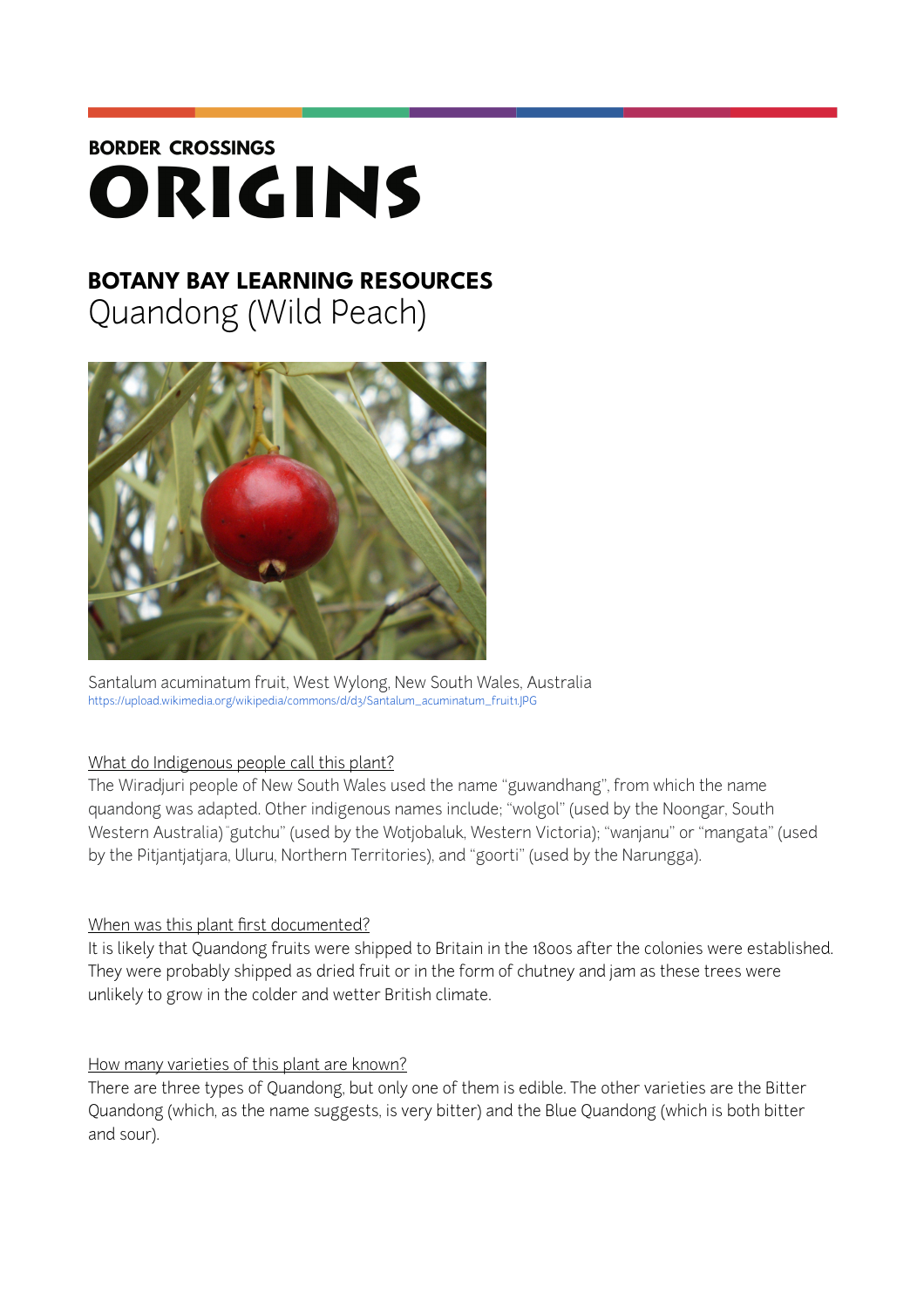BORDER CROSSINGS

# ORIGINS

## BOTANY BAY LEARNING RESOURCES

Quandong (Wild Peach)

Santalum acuminatum fruit, West Wylong, New South Wales, Australia
https://upload.wikimedia.org/wikipedia/commons/d/d3/Santalum_acuminatum_fruit1.JPG

### What do Indigenous people call this plant?

The Wiradjuri people of New South Wales used the name "guwandhang", from which the name quandong was adapted. Other indigenous names include; "wolgol" (used by the Noongar, South Western Australia) "gutchu" (used by the Wotjobaluk, Western Victoria); "wanjanu" or "mangata" (used by the Pitjantjatjara, Uluru, Northern Territories), and "goorti" (used by the Narungga).

### When was this plant first documented?

It is likely that Quandong fruits were shipped to Britain in the 1800s after the colonies were established. They were probably shipped as dried fruit or in the form of chutney and jam as these trees were unlikely to grow in the colder and wetter British climate.

### How many varieties of this plant are known?

There are three types of Quandong, but only one of them is edible. The other varieties are the Bitter Quandong (which, as the name suggests, is very bitter) and the Blue Quandong (which is both bitter and sour).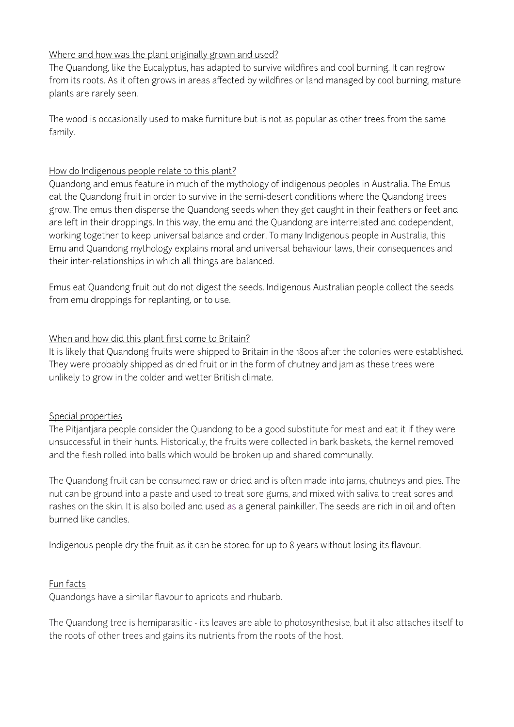Where and how was the plant originally grown and used?

The Quandong, like the Eucalyptus, has adapted to survive wildfires and cool burning. It can regrow from its roots. As it often grows in areas affected by wildfires or land managed by cool burning, mature plants are rarely seen.

The wood is occasionally used to make furniture but is not as popular as other trees from the same family.

How do Indigenous people relate to this plant?

Quandong and emus feature in much of the mythology of indigenous peoples in Australia. The Emus eat the Quandong fruit in order to survive in the semi-desert conditions where the Quandong trees grow. The emus then disperse the Quandong seeds when they get caught in their feathers or feet and are left in their droppings. In this way, the emu and the Quandong are interrelated and codependent, working together to keep universal balance and order. To many Indigenous people in Australia, this Emu and Quandong mythology explains moral and universal behaviour laws, their consequences and their inter-relationships in which all things are balanced.

Emus eat Quandong fruit but do not digest the seeds. Indigenous Australian people collect the seeds from emu droppings for replanting, or to use.

When and how did this plant first come to Britain?

It is likely that Quandong fruits were shipped to Britain in the 1800s after the colonies were established. They were probably shipped as dried fruit or in the form of chutney and jam as these trees were unlikely to grow in the colder and wetter British climate.

Special properties

The Pitjantjara people consider the Quandong to be a good substitute for meat and eat it if they were unsuccessful in their hunts. Historically, the fruits were collected in bark baskets, the kernel removed and the flesh rolled into balls which would be broken up and shared communally.

The Quandong fruit can be consumed raw or dried and is often made into jams, chutneys and pies. The nut can be ground into a paste and used to treat sore gums, and mixed with saliva to treat sores and rashes on the skin. It is also boiled and used as a general painkiller. The seeds are rich in oil and often burned like candles.

Indigenous people dry the fruit as it can be stored for up to 8 years without losing its flavour.

Fun facts

Quandongs have a similar flavour to apricots and rhubarb.

The Quandong tree is hemiparasitic - its leaves are able to photosynthesise, but it also attaches itself to the roots of other trees and gains its nutrients from the roots of the host.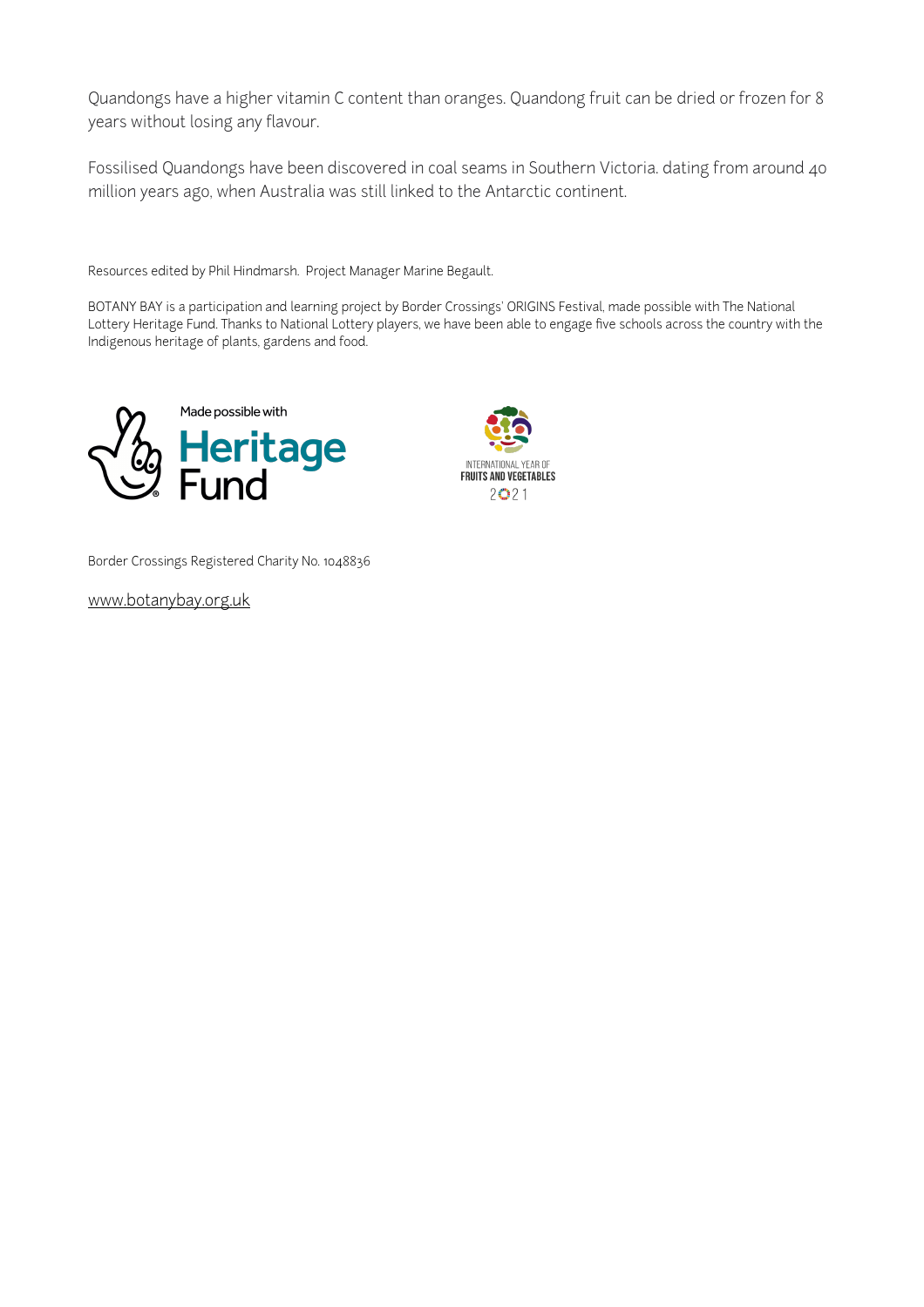Quandongs have a higher vitamin C content than oranges. Quandong fruit can be dried or frozen for 8 years without losing any flavour.

Fossilised Quandongs have been discovered in coal seams in Southern Victoria. dating from around 40 million years ago, when Australia was still linked to the Antarctic continent.

Resources edited by Phil Hindmarsh. Project Manager Marine Begault.

BOTANY BAY is a participation and learning project by Border Crossings' ORIGINS Festival, made possible with The National Lottery Heritage Fund. Thanks to National Lottery players, we have been able to engage five schools across the country with the Indigenous heritage of plants, gardens and food.

Made possible with Heritage Fund

INTERNATIONAL YEAR OF FRUITS AND VEGETABLES 2021

Border Crossings Registered Charity No. 1048836

www.botanybay.org.uk